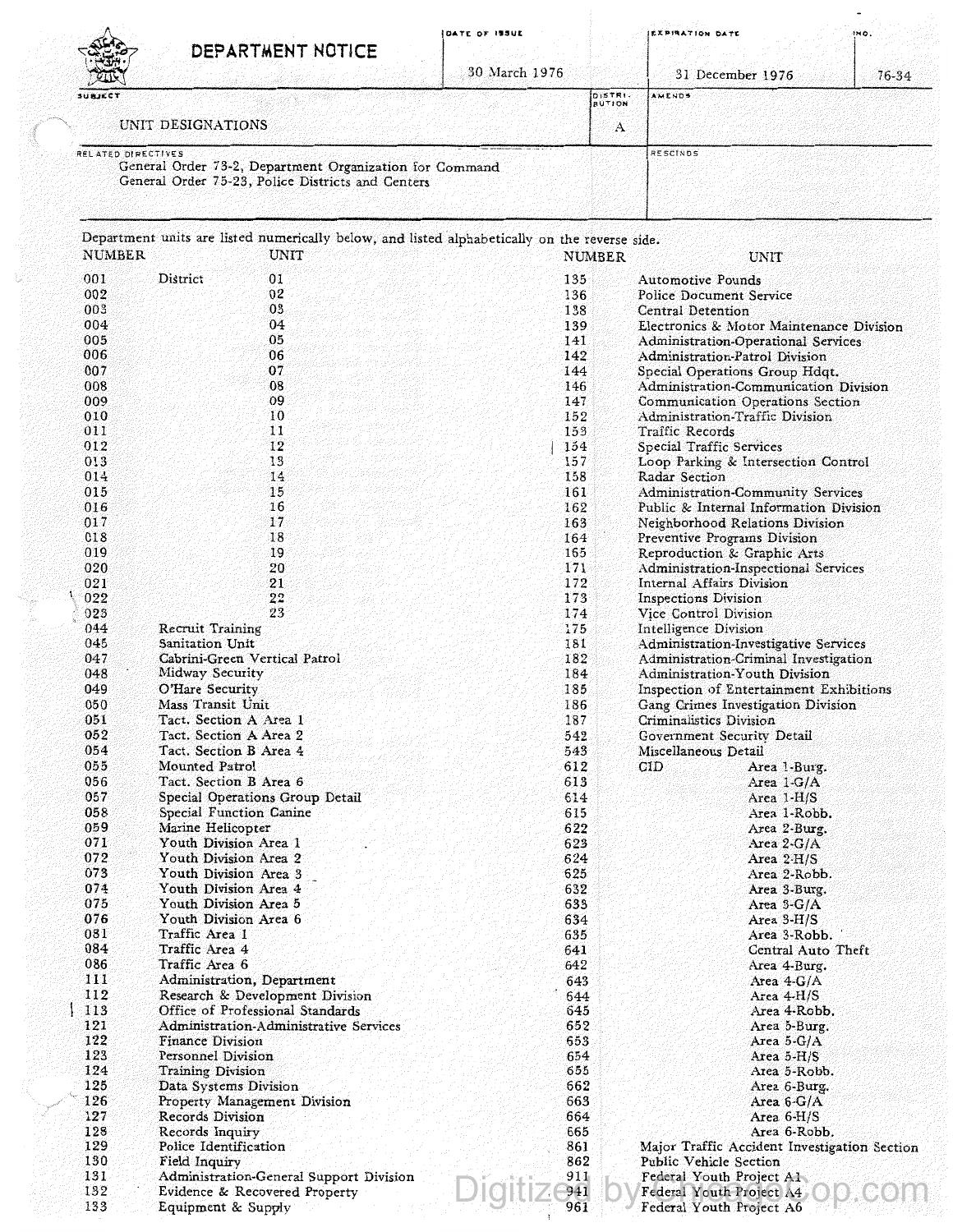# DEPARTMENT NOTICE

| DATE OF ISSUE | EXPIRATION DATE | NO. |
|---|---|---|
| 30 March 1976 | 31 December 1976 | 76-34 |

| SUBJECT | DISTRIBUTION | AMENDS |
|---|---|---|
| UNIT DESIGNATIONS | A | |

| RELATED DIRECTIVES | RESCINDS |
|---|---|
| General Order 73-2, Department Organization for Command<br>General Order 75-23, Police Districts and Centers | |

Department units are listed numerically below, and listed alphabetically on the reverse side.

| NUMBER | UNIT | |
|---|---|---|
| 001 | District | 01 |
| 002 | | 02 |
| 003 | | 03 |
| 004 | | 04 |
| 005 | | 05 |
| 006 | | 06 |
| 007 | | 07 |
| 008 | | 08 |
| 009 | | 09 |
| 010 | | 10 |
| 011 | | 11 |
| 012 | | 12 |
| 013 | | 13 |
| 014 | | 14 |
| 015 | | 15 |
| 016 | | 16 |
| 017 | | 17 |
| 018 | | 18 |
| 019 | | 19 |
| 020 | | 20 |
| 021 | | 21 |
| 022 | | 22 |
| 023 | | 23 |
| 044 | Recruit Training | |
| 045 | Sanitation Unit | |
| 047 | Cabrini-Green Vertical Patrol | |
| 048 | Midway Security | |
| 049 | O'Hare Security | |
| 050 | Mass Transit Unit | |
| 051 | Tact. Section A Area 1 | |
| 052 | Tact. Section A Area 2 | |
| 054 | Tact. Section B Area 4 | |
| 055 | Mounted Patrol | |
| 056 | Tact. Section B Area 6 | |
| 057 | Special Operations Group Detail | |
| 058 | Special Function Canine | |
| 059 | Marine Helicopter | |
| 071 | Youth Division Area 1 | |
| 072 | Youth Division Area 2 | |
| 073 | Youth Division Area 3 | |
| 074 | Youth Division Area 4 | |
| 075 | Youth Division Area 5 | |
| 076 | Youth Division Area 6 | |
| 081 | Traffic Area 1 | |
| 084 | Traffic Area 4 | |
| 086 | Traffic Area 6 | |
| 111 | Administration, Department | |
| 112 | Research & Development Division | |
| 113 | Office of Professional Standards | |
| 121 | Administration-Administrative Services | |
| 122 | Finance Division | |
| 123 | Personnel Division | |
| 124 | Training Division | |
| 125 | Data Systems Division | |
| 126 | Property Management Division | |
| 127 | Records Division | |
| 128 | Records Inquiry | |
| 129 | Police Identification | |
| 130 | Field Inquiry | |
| 131 | Administration-General Support Division | |
| 132 | Evidence & Recovered Property | |
| 133 | Equipment & Supply | |

| NUMBER | UNIT | |
|---|---|---|
| 135 | Automotive Pounds | |
| 136 | Police Document Service | |
| 138 | Central Detention | |
| 139 | Electronics & Motor Maintenance Division | |
| 141 | Administration-Operational Services | |
| 142 | Administration-Patrol Division | |
| 144 | Special Operations Group Hdqt. | |
| 146 | Administration-Communication Division | |
| 147 | Communication Operations Section | |
| 152 | Administration-Traffic Division | |
| 153 | Traffic Records | |
| 154 | Special Traffic Services | |
| 157 | Loop Parking & Intersection Control | |
| 158 | Radar Section | |
| 161 | Administration-Community Services | |
| 162 | Public & Internal Information Division | |
| 163 | Neighborhood Relations Division | |
| 164 | Preventive Programs Division | |
| 165 | Reproduction & Graphic Arts | |
| 171 | Administration-Inspectional Services | |
| 172 | Internal Affairs Division | |
| 173 | Inspections Division | |
| 174 | Vice Control Division | |
| 175 | Intelligence Division | |
| 181 | Administration-Investigative Services | |
| 182 | Administration-Criminal Investigation | |
| 184 | Administration-Youth Division | |
| 185 | Inspection of Entertainment Exhibitions | |
| 186 | Gang Crimes Investigation Division | |
| 187 | Criminalistics Division | |
| 542 | Government Security Detail | |
| 543 | Miscellaneous Detail | |
| 612 | CID | Area 1-Burg. |
| 613 | | Area 1-G/A |
| 614 | | Area 1-H/S |
| 615 | | Area 1-Robb. |
| 622 | | Area 2-Burg. |
| 623 | | Area 2-G/A |
| 624 | | Area 2-H/S |
| 625 | | Area 2-Robb. |
| 632 | | Area 3-Burg. |
| 633 | | Area 3-G/A |
| 634 | | Area 3-H/S |
| 635 | | Area 3-Robb. |
| 641 | | Central Auto Theft |
| 642 | | Area 4-Burg. |
| 643 | | Area 4-G/A |
| 644 | | Area 4-H/S |
| 645 | | Area 4-Robb. |
| 652 | | Area 5-Burg. |
| 653 | | Area 5-G/A |
| 654 | | Area 5-H/S |
| 655 | | Area 5-Robb. |
| 662 | | Area 6-Burg. |
| 663 | | Area 6-G/A |
| 664 | | Area 6-H/S |
| 665 | | Area 6-Robb. |
| 861 | Major Traffic Accident Investigation Section | |
| 862 | Public Vehicle Section | |
| 911 | Federal Youth Project A1 | |
| 941 | Federal Youth Project A4 | |
| 961 | Federal Youth Project A6 | |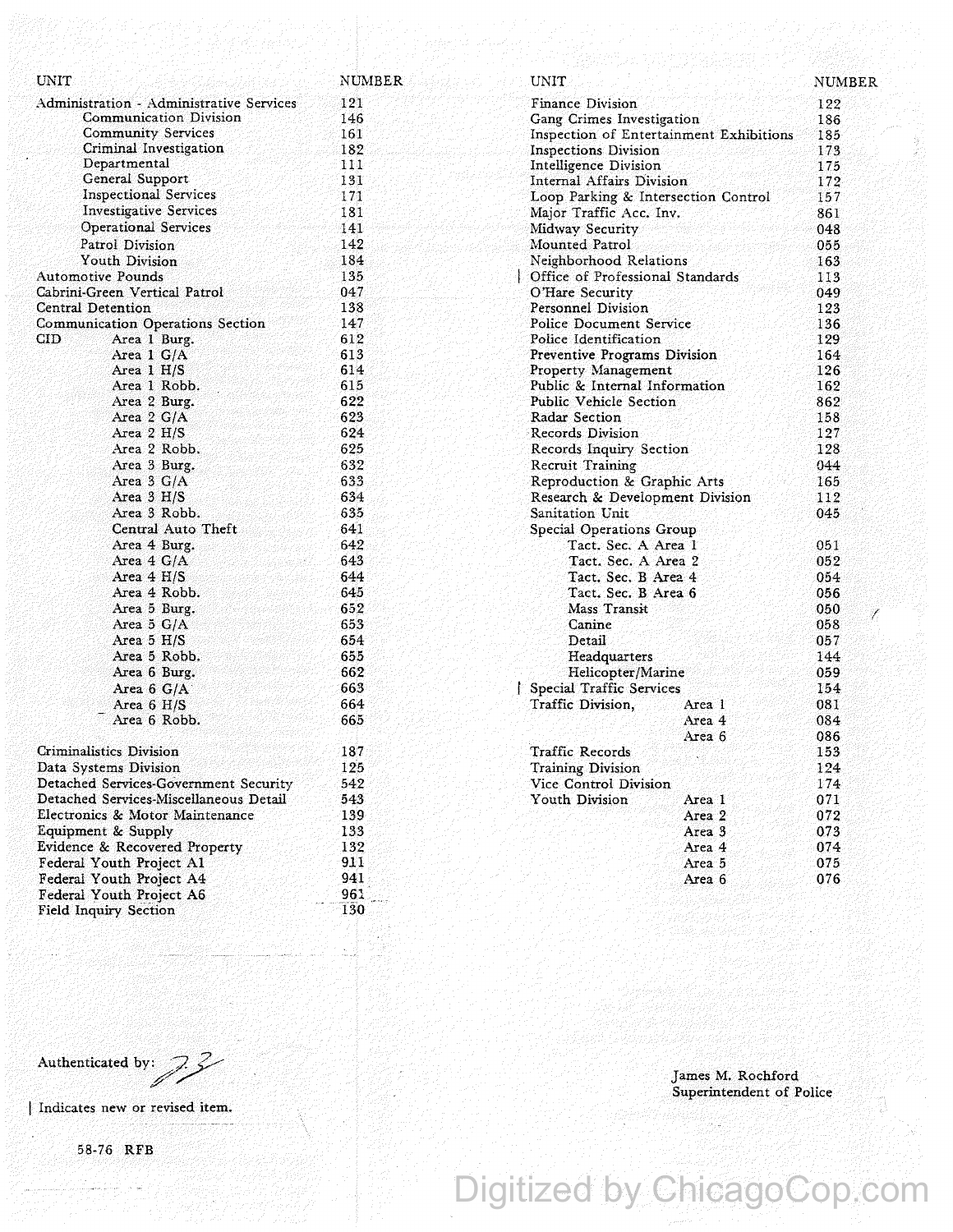| UNIT | | NUMBER |
|---|---|---|
| Administration - Administrative Services | | 121 |
| Communication Division | | 146 |
| Community Services | | 161 |
| Criminal Investigation | | 182 |
| Departmental | | 111 |
| General Support | | 131 |
| Inspectional Services | | 171 |
| Investigative Services | | 181 |
| Operational Services | | 141 |
| Patrol Division | | 142 |
| Youth Division | | 184 |
| Automotive Pounds | | 135 |
| Cabrini-Green Vertical Patrol | | 047 |
| Central Detention | | 138 |
| Communication Operations Section | | 147 |
| CID | Area 1 Burg. | 612 |
| | Area 1 G/A | 613 |
| | Area 1 H/S | 614 |
| | Area 1 Robb. | 615 |
| | Area 2 Burg. | 622 |
| | Area 2 G/A | 623 |
| | Area 2 H/S | 624 |
| | Area 2 Robb. | 625 |
| | Area 3 Burg. | 632 |
| | Area 3 G/A | 633 |
| | Area 3 H/S | 634 |
| | Area 3 Robb. | 635 |
| | Central Auto Theft | 641 |
| | Area 4 Burg. | 642 |
| | Area 4 G/A | 643 |
| | Area 4 H/S | 644 |
| | Area 4 Robb. | 645 |
| | Area 5 Burg. | 652 |
| | Area 5 G/A | 653 |
| | Area 5 H/S | 654 |
| | Area 5 Robb. | 655 |
| | Area 6 Burg. | 662 |
| | Area 6 G/A | 663 |
| | Area 6 H/S | 664 |
| | Area 6 Robb. | 665 |
| Criminalistics Division | | 187 |
| Data Systems Division | | 125 |
| Detached Services-Government Security | | 542 |
| Detached Services-Miscellaneous Detail | | 543 |
| Electronics & Motor Maintenance | | 139 |
| Equipment & Supply | | 133 |
| Evidence & Recovered Property | | 132 |
| Federal Youth Project A1 | | 911 |
| Federal Youth Project A4 | | 941 |
| Federal Youth Project A6 | | 961 |
| Field Inquiry Section | | 130 |

| UNIT | | NUMBER |
|---|---|---|
| Finance Division | | 122 |
| Gang Crimes Investigation | | 186 |
| Inspection of Entertainment Exhibitions | | 185 |
| Inspections Division | | 173 |
| Intelligence Division | | 175 |
| Internal Affairs Division | | 172 |
| Loop Parking & Intersection Control | | 157 |
| Major Traffic Acc. Inv. | | 861 |
| Midway Security | | 048 |
| Mounted Patrol | | 055 |
| Neighborhood Relations | | 163 |
| \| Office of Professional Standards | | 113 |
| O'Hare Security | | 049 |
| Personnel Division | | 123 |
| Police Document Service | | 136 |
| Police Identification | | 129 |
| Preventive Programs Division | | 164 |
| Property Management | | 126 |
| Public & Internal Information | | 162 |
| Public Vehicle Section | | 862 |
| Radar Section | | 158 |
| Records Division | | 127 |
| Records Inquiry Section | | 128 |
| Recruit Training | | 044 |
| Reproduction & Graphic Arts | | 165 |
| Research & Development Division | | 112 |
| Sanitation Unit | | 045 |
| Special Operations Group | | |
| | Tact. Sec. A Area 1 | 051 |
| | Tact. Sec. A Area 2 | 052 |
| | Tact. Sec. B Area 4 | 054 |
| | Tact. Sec. B Area 6 | 056 |
| | Mass Transit | 050 |
| | Canine | 058 |
| | Detail | 057 |
| | Headquarters | 144 |
| | Helicopter/Marine | 059 |
| \| Special Traffic Services | | 154 |
| Traffic Division, | Area 1 | 081 |
| | Area 4 | 084 |
| | Area 6 | 086 |
| Traffic Records | | 153 |
| Training Division | | 124 |
| Vice Control Division | | 174 |
| Youth Division | Area 1 | 071 |
| | Area 2 | 072 |
| | Area 3 | 073 |
| | Area 4 | 074 |
| | Area 5 | 075 |
| | Area 6 | 076 |

Authenticated by: *[signature]*

James M. Rochford
Superintendent of Police

| Indicates new or revised item.

58-76 RFB